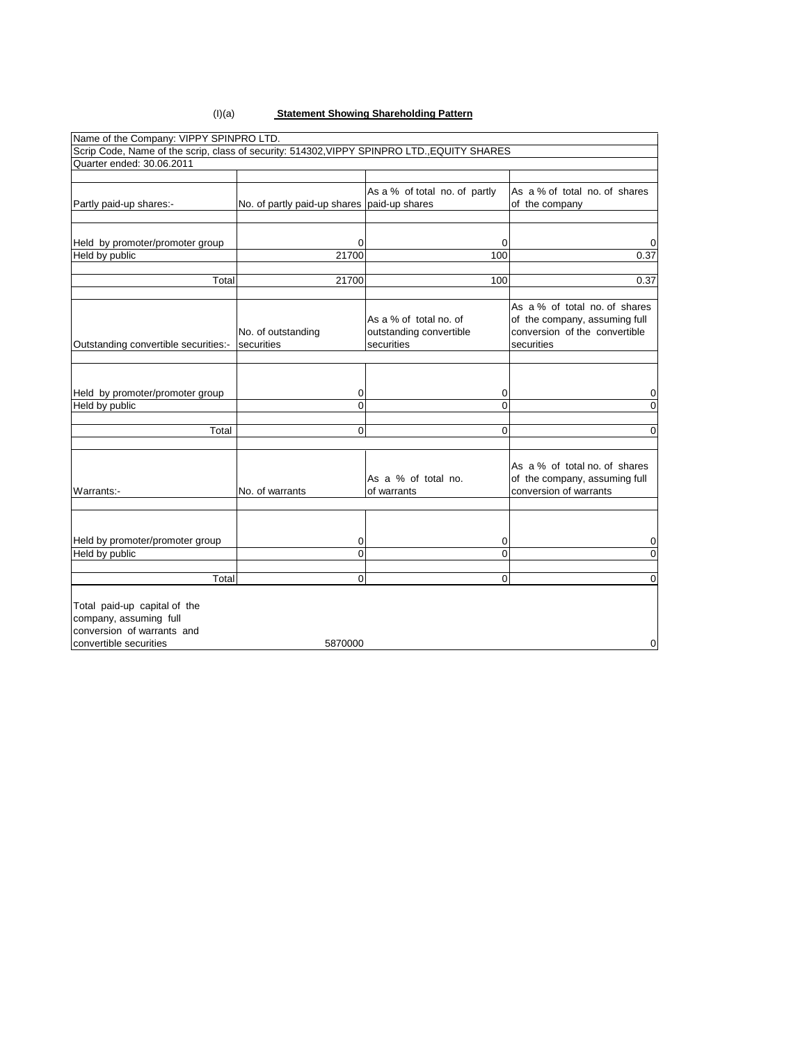(I)(a) **Statement Showing Shareholding Pattern**

| Name of the Company: VIPPY SPINPRO LTD. | | | |
|---|---|---|---|
| Scrip Code, Name of the scrip, class of security: 514302,VIPPY SPINPRO LTD.,EQUITY SHARES | | | |
| Quarter ended: 30.06.2011 | | | |
| Partly paid-up shares:- | No. of partly paid-up shares | As a % of total no. of partly paid-up shares | As a % of total no. of shares of the company |
| Held by promoter/promoter group | 0 | 0 | 0 |
| Held by public | 21700 | 100 | 0.37 |
| Total | 21700 | 100 | 0.37 |
| Outstanding convertible securities:- | No. of outstanding securities | As a % of total no. of outstanding convertible securities | As a % of total no. of shares of the company, assuming full conversion of the convertible securities |
| Held by promoter/promoter group | 0 | 0 | 0 |
| Held by public | 0 | 0 | 0 |
| Total | 0 | 0 | 0 |
| Warrants:- | No. of warrants | As a % of total no. of warrants | As a % of total no. of shares of the company, assuming full conversion of warrants |
| Held by promoter/promoter group | 0 | 0 | 0 |
| Held by public | 0 | 0 | 0 |
| Total | 0 | 0 | 0 |
| Total paid-up capital of the company, assuming full conversion of warrants and convertible securities | 5870000 | | 0 |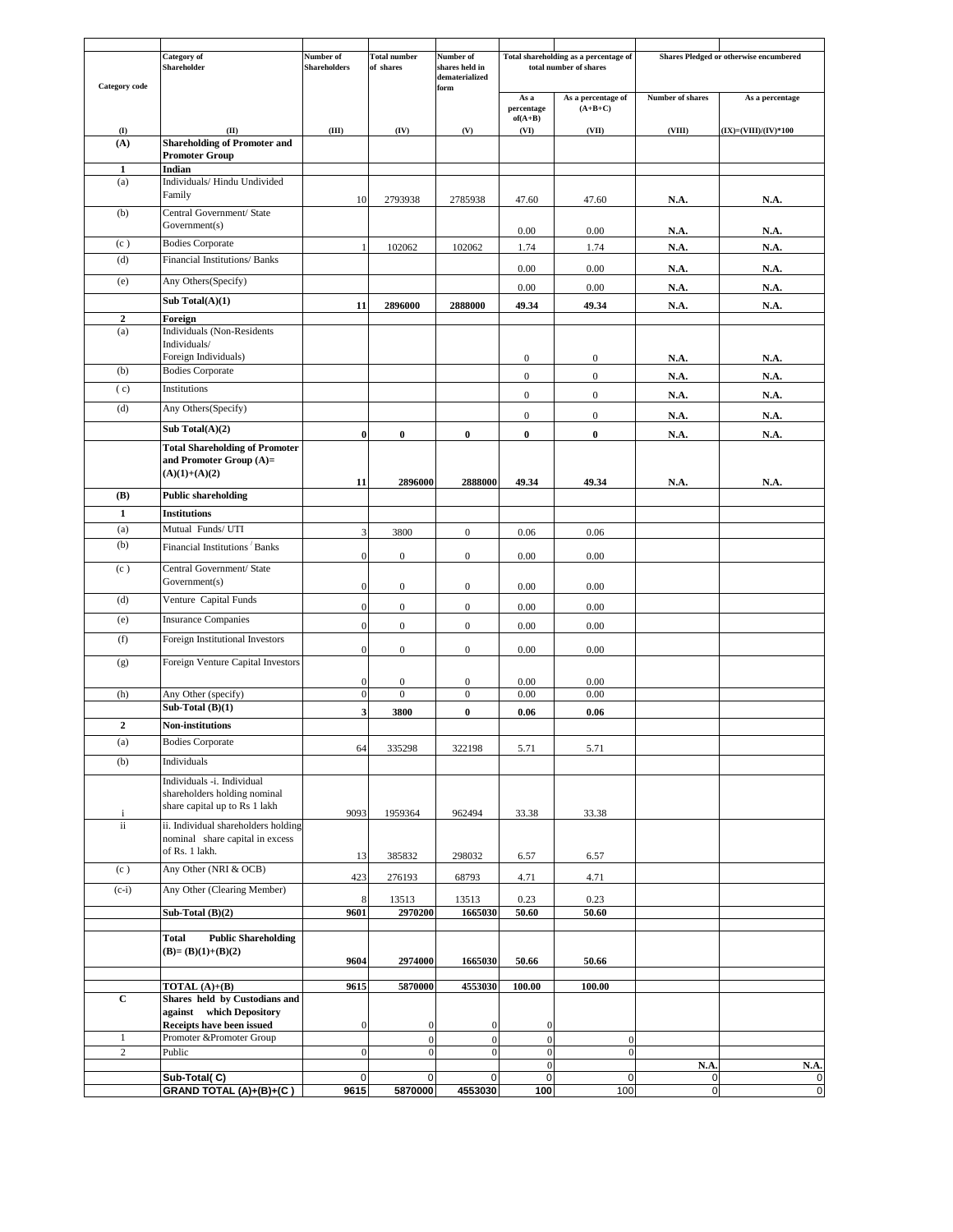| Category code | Category of Shareholder | Number of Shareholders | Total number of shares | Number of shares held in dematerialized form | Total shareholding as a percentage of total number of shares | | Shares Pledged or otherwise encumbered | |
|---|---|---|---|---|---|---|---|---|
| | | | | | As a percentage of(A+B) | As a percentage of (A+B+C) | Number of shares | As a percentage |
| (I) | (II) | (III) | (IV) | (V) | (VI) | (VII) | (VIII) | (IX)=(VIII)/(IV)*100 |
| **(A)** | **Shareholding of Promoter and Promoter Group** | | | | | | | |
| **1** | **Indian** | | | | | | | |
| (a) | Individuals/ Hindu Undivided Family | 10 | 2793938 | 2785938 | 47.60 | 47.60 | **N.A.** | **N.A.** |
| (b) | Central Government/ State Government(s) | | | | 0.00 | 0.00 | **N.A.** | **N.A.** |
| (c ) | Bodies Corporate | 1 | 102062 | 102062 | 1.74 | 1.74 | **N.A.** | **N.A.** |
| (d) | Financial Institutions/ Banks | | | | 0.00 | 0.00 | **N.A.** | **N.A.** |
| (e) | Any Others(Specify) | | | | 0.00 | 0.00 | **N.A.** | **N.A.** |
| | **Sub Total(A)(1)** | **11** | **2896000** | **2888000** | **49.34** | **49.34** | **N.A.** | **N.A.** |
| **2** | **Foreign** | | | | | | | |
| (a) | Individuals (Non-Residents Individuals/ Foreign Individuals) | | | | 0 | 0 | **N.A.** | **N.A.** |
| (b) | Bodies Corporate | | | | 0 | 0 | **N.A.** | **N.A.** |
| ( c) | Institutions | | | | 0 | 0 | **N.A.** | **N.A.** |
| (d) | Any Others(Specify) | | | | 0 | 0 | **N.A.** | **N.A.** |
| | **Sub Total(A)(2)** | **0** | **0** | **0** | **0** | **0** | **N.A.** | **N.A.** |
| | **Total Shareholding of Promoter and Promoter Group (A)= (A)(1)+(A)(2)** | **11** | **2896000** | **2888000** | **49.34** | **49.34** | **N.A.** | **N.A.** |
| **(B)** | **Public shareholding** | | | | | | | |
| **1** | **Institutions** | | | | | | | |
| (a) | Mutual Funds/ UTI | 3 | 3800 | 0 | 0.06 | 0.06 | | |
| (b) | Financial Institutions / Banks | 0 | 0 | 0 | 0.00 | 0.00 | | |
| (c ) | Central Government/ State Government(s) | 0 | 0 | 0 | 0.00 | 0.00 | | |
| (d) | Venture Capital Funds | 0 | 0 | 0 | 0.00 | 0.00 | | |
| (e) | Insurance Companies | 0 | 0 | 0 | 0.00 | 0.00 | | |
| (f) | Foreign Institutional Investors | 0 | 0 | 0 | 0.00 | 0.00 | | |
| (g) | Foreign Venture Capital Investors | 0 | 0 | 0 | 0.00 | 0.00 | | |
| (h) | Any Other (specify) | 0 | 0 | 0 | 0.00 | 0.00 | | |
| | **Sub-Total (B)(1)** | **3** | **3800** | **0** | **0.06** | **0.06** | | |
| **2** | **Non-institutions** | | | | | | | |
| (a) | Bodies Corporate | 64 | 335298 | 322198 | 5.71 | 5.71 | | |
| (b) | Individuals | | | | | | | |
| i | Individuals -i. Individual shareholders holding nominal share capital up to Rs 1 lakh | 9093 | 1959364 | 962494 | 33.38 | 33.38 | | |
| ii | ii. Individual shareholders holding nominal share capital in excess of Rs. 1 lakh. | 13 | 385832 | 298032 | 6.57 | 6.57 | | |
| (c ) | Any Other (NRI & OCB) | 423 | 276193 | 68793 | 4.71 | 4.71 | | |
| (c-i) | Any Other (Clearing Member) | 8 | 13513 | 13513 | 0.23 | 0.23 | | |
| | **Sub-Total (B)(2)** | **9601** | **2970200** | **1665030** | **50.60** | **50.60** | | |
| | **Total Public Shareholding (B)= (B)(1)+(B)(2)** | **9604** | **2974000** | **1665030** | **50.66** | **50.66** | | |
| | **TOTAL (A)+(B)** | **9615** | **5870000** | **4553030** | **100.00** | **100.00** | | |
| **C** | **Shares held by Custodians and against which Depository Receipts have been issued** | 0 | 0 | 0 | 0 | | | |
| 1 | Promoter &Promoter Group | | 0 | 0 | 0 | 0 | | |
| 2 | Public | 0 | 0 | 0 | 0 | 0 | | |
| | | | | | 0 | | **N.A.** | **N.A.** |
| | **Sub-Total( C)** | 0 | 0 | 0 | 0 | 0 | 0 | 0 |
| | **GRAND TOTAL (A)+(B)+(C )** | **9615** | **5870000** | **4553030** | **100** | 100 | 0 | 0 |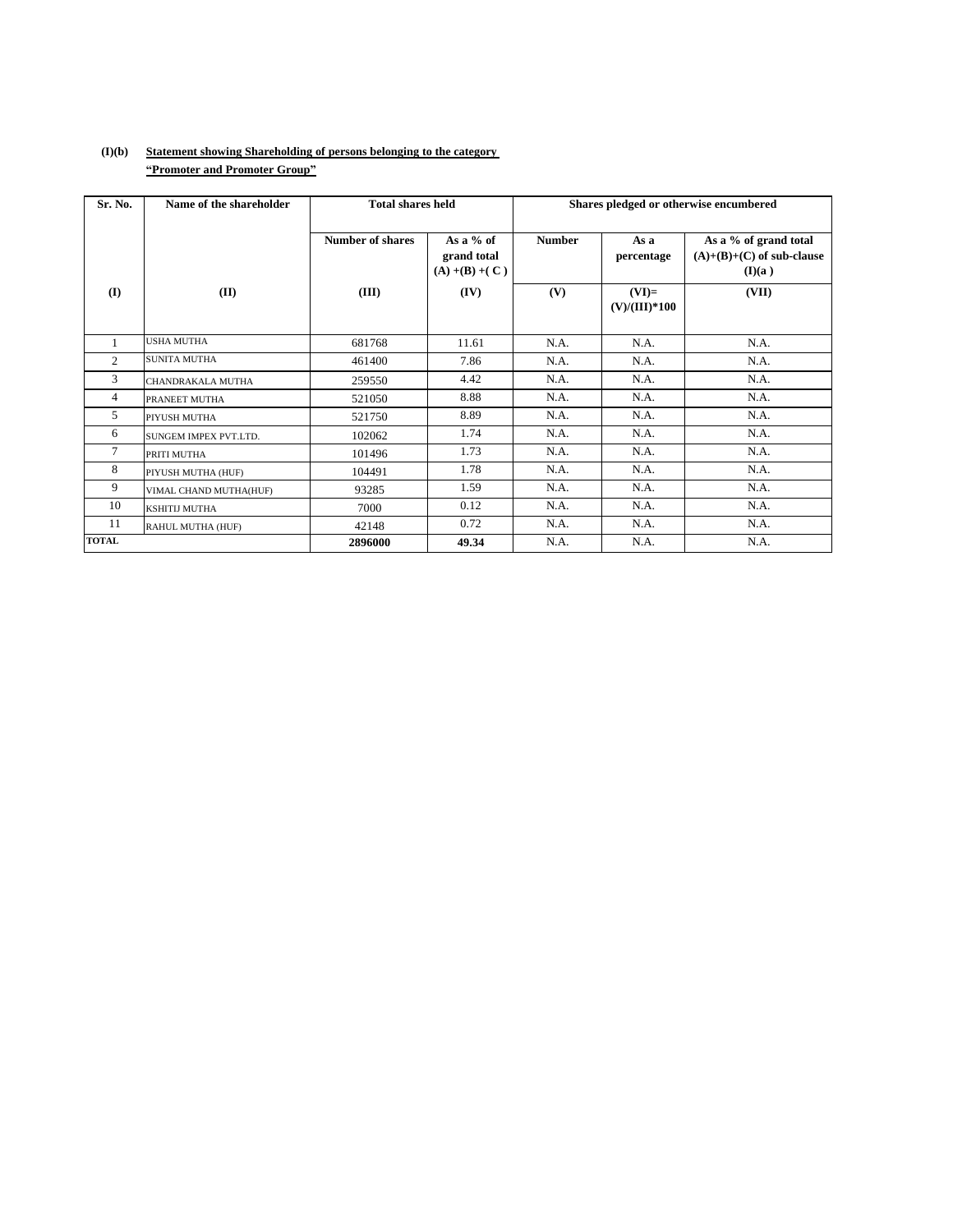**(I)(b)** **Statement showing Shareholding of persons belonging to the category "Promoter and Promoter Group"**

| Sr. No. | Name of the shareholder | Total shares held | | Shares pledged or otherwise encumbered | | |
|---|---|---|---|---|---|---|
| | | Number of shares | As a % of grand total (A) +(B) +( C ) | Number | As a percentage | As a % of grand total (A)+(B)+(C) of sub-clause (I)(a ) |
| (I) | (II) | (III) | (IV) | (V) | (VI)= (V)/(III)*100 | (VII) |
| 1 | USHA MUTHA | 681768 | 11.61 | N.A. | N.A. | N.A. |
| 2 | SUNITA MUTHA | 461400 | 7.86 | N.A. | N.A. | N.A. |
| 3 | CHANDRAKALA MUTHA | 259550 | 4.42 | N.A. | N.A. | N.A. |
| 4 | PRANEET MUTHA | 521050 | 8.88 | N.A. | N.A. | N.A. |
| 5 | PIYUSH MUTHA | 521750 | 8.89 | N.A. | N.A. | N.A. |
| 6 | SUNGEM IMPEX PVT.LTD. | 102062 | 1.74 | N.A. | N.A. | N.A. |
| 7 | PRITI MUTHA | 101496 | 1.73 | N.A. | N.A. | N.A. |
| 8 | PIYUSH MUTHA (HUF) | 104491 | 1.78 | N.A. | N.A. | N.A. |
| 9 | VIMAL CHAND MUTHA(HUF) | 93285 | 1.59 | N.A. | N.A. | N.A. |
| 10 | KSHITIJ MUTHA | 7000 | 0.12 | N.A. | N.A. | N.A. |
| 11 | RAHUL MUTHA (HUF) | 42148 | 0.72 | N.A. | N.A. | N.A. |
| **TOTAL** | | **2896000** | **49.34** | N.A. | N.A. | N.A. |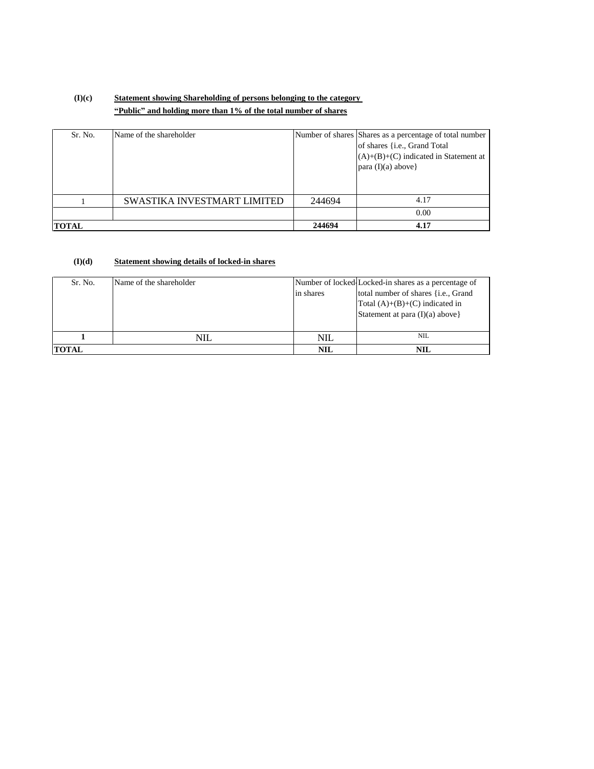**(I)(c)** **Statement showing Shareholding of persons belonging to the category "Public" and holding more than 1% of the total number of shares**

| Sr. No. | Name of the shareholder | Number of shares | Shares as a percentage of total number of shares {i.e., Grand Total (A)+(B)+(C) indicated in Statement at para (I)(a) above} |
|---|---|---|---|
| 1 | SWASTIKA INVESTMART LIMITED | 244694 | 4.17 |
| | | | 0.00 |
| **TOTAL** | | **244694** | **4.17** |

**(I)(d)** **Statement showing details of locked-in shares**

| Sr. No. | Name of the shareholder | Number of locked-in shares | Locked-in shares as a percentage of total number of shares {i.e., Grand Total (A)+(B)+(C) indicated in Statement at para (I)(a) above} |
|---|---|---|---|
| **1** | NIL | NIL | NIL |
| **TOTAL** | | **NIL** | **NIL** |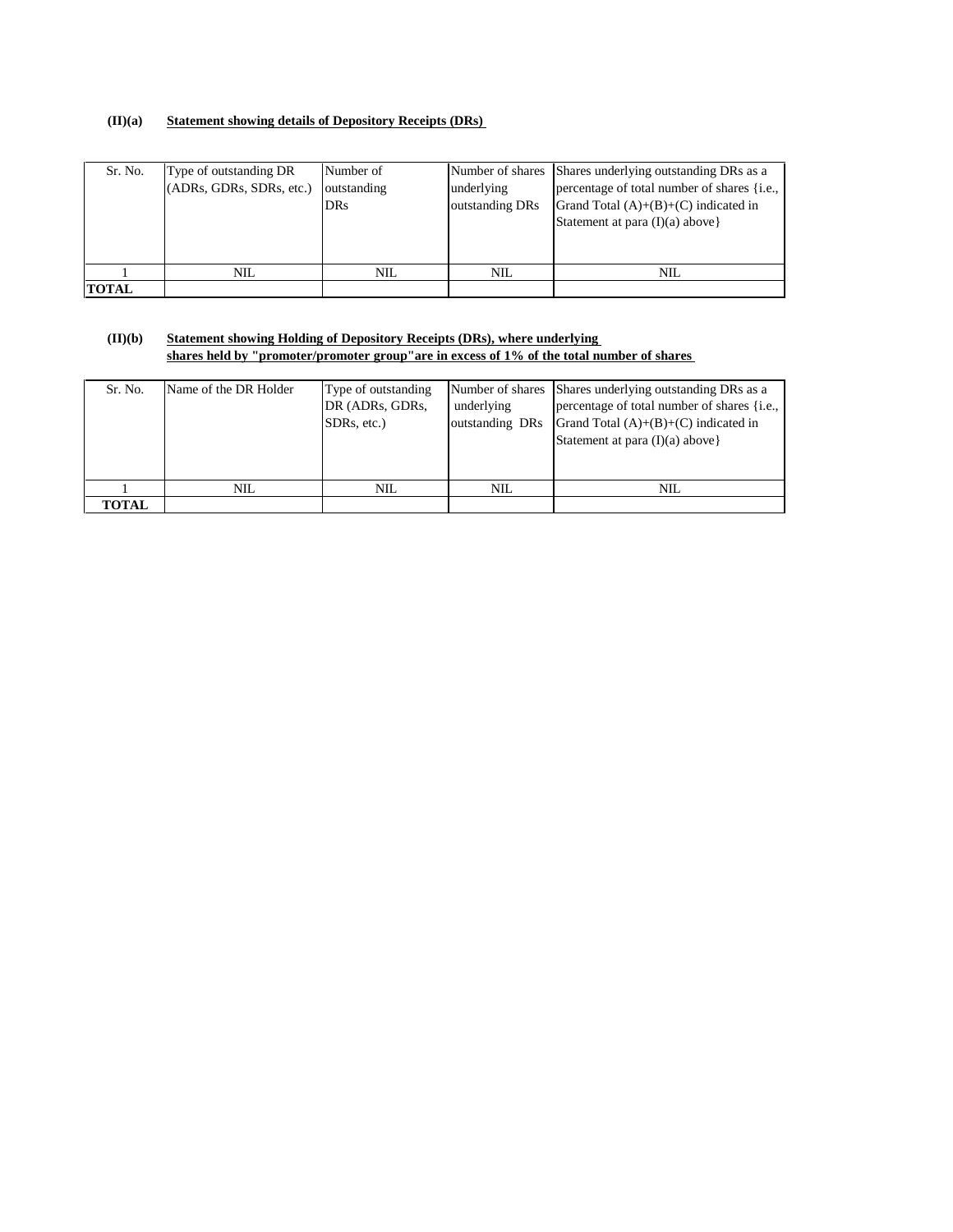**(II)(a)** **Statement showing details of Depository Receipts (DRs)**

| Sr. No. | Type of outstanding DR (ADRs, GDRs, SDRs, etc.) | Number of outstanding DRs | Number of shares underlying outstanding DRs | Shares underlying outstanding DRs as a percentage of total number of shares {i.e., Grand Total (A)+(B)+(C) indicated in Statement at para (I)(a) above} |
|---|---|---|---|---|
| 1 | NIL | NIL | NIL | NIL |
| **TOTAL** | | | | |

**(II)(b)** **Statement showing Holding of Depository Receipts (DRs), where underlying shares held by "promoter/promoter group"are in excess of 1% of the total number of shares**

| Sr. No. | Name of the DR Holder | Type of outstanding DR (ADRs, GDRs, SDRs, etc.) | Number of shares underlying outstanding DRs | Shares underlying outstanding DRs as a percentage of total number of shares {i.e., Grand Total (A)+(B)+(C) indicated in Statement at para (I)(a) above} |
|---|---|---|---|---|
| 1 | NIL | NIL | NIL | NIL |
| **TOTAL** | | | | |